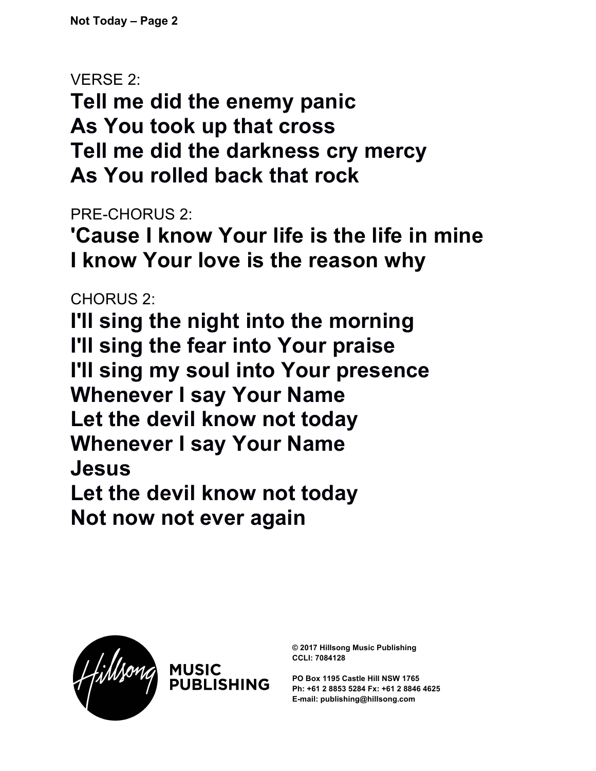VERSE 2:

**Tell me did the enemy panic**
**As You took up that cross**
**Tell me did the darkness cry mercy**
**As You rolled back that rock**

PRE-CHORUS 2:

**'Cause I know Your life is the life in mine**
**I know Your love is the reason why**

CHORUS 2:

**I'll sing the night into the morning**
**I'll sing the fear into Your praise**
**I'll sing my soul into Your presence**
**Whenever I say Your Name**
**Let the devil know not today**
**Whenever I say Your Name**
**Jesus**
**Let the devil know not today**
**Not now not ever again**

MUSIC PUBLISHING

**© 2017 Hillsong Music Publishing**
**CCLI: 7084128**

**PO Box 1195 Castle Hill NSW 1765**
**Ph: +61 2 8853 5284 Fx: +61 2 8846 4625**
**E-mail: publishing@hillsong.com**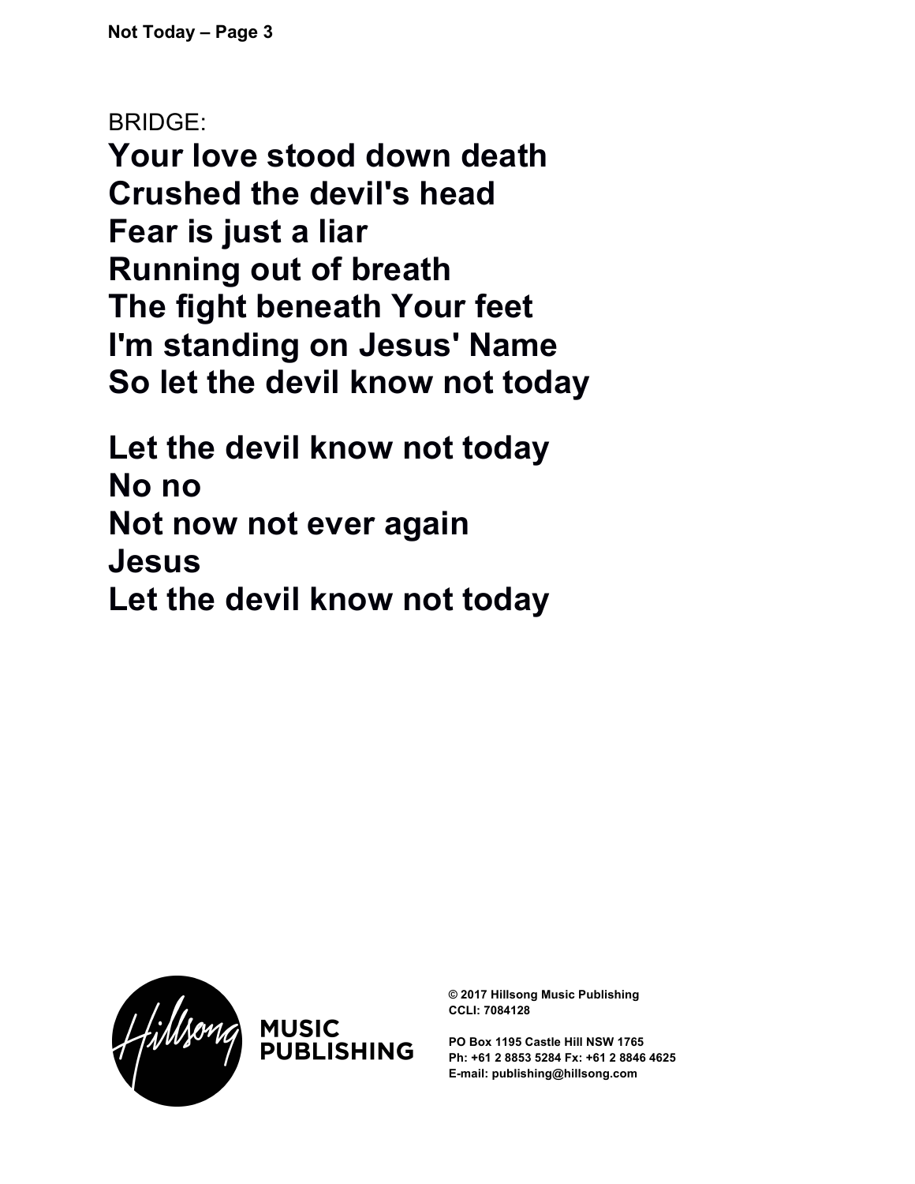BRIDGE:

**Your love stood down death**
**Crushed the devil's head**
**Fear is just a liar**
**Running out of breath**
**The fight beneath Your feet**
**I'm standing on Jesus' Name**
**So let the devil know not today**

**Let the devil know not today**
**No no**
**Not now not ever again**
**Jesus**
**Let the devil know not today**

MUSIC PUBLISHING

**© 2017 Hillsong Music Publishing**
**CCLI: 7084128**

**PO Box 1195 Castle Hill NSW 1765**
**Ph: +61 2 8853 5284 Fx: +61 2 8846 4625**
**E-mail: publishing@hillsong.com**